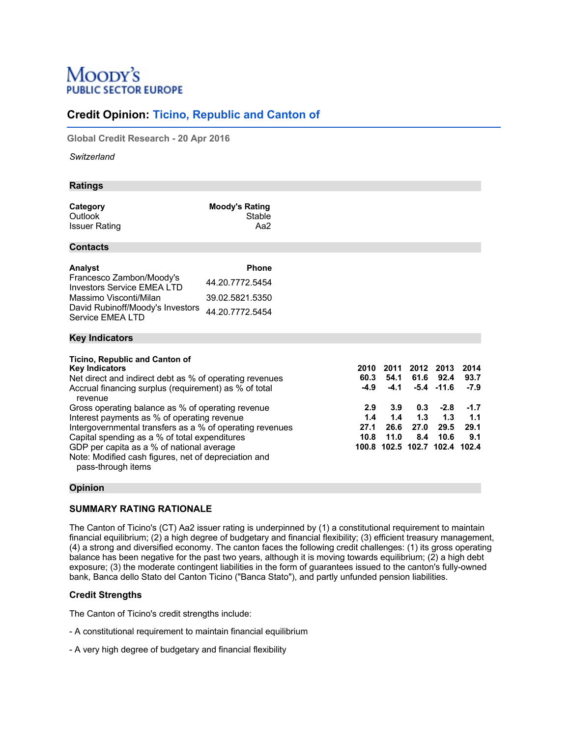# Moody's Public Sector Europe

## Credit Opinion: Ticino, Republic and Canton of

Global Credit Research - 20 Apr 2016

*Switzerland*

### Ratings

| Category | Moody's Rating |
|---|---|
| Outlook | Stable |
| Issuer Rating | Aa2 |

### Contacts

| Analyst | Phone |
|---|---|
| Francesco Zambon/Moody's Investors Service EMEA LTD | 44.20.7772.5454 |
| Massimo Visconti/Milan | 39.02.5821.5350 |
| David Rubinoff/Moody's Investors Service EMEA LTD | 44.20.7772.5454 |

### Key Indicators

| Ticino, Republic and Canton of<br>Key Indicators | 2010 | 2011 | 2012 | 2013 | 2014 |
|---|---|---|---|---|---|
| Net direct and indirect debt as % of operating revenues | 60.3 | 54.1 | 61.6 | 92.4 | 93.7 |
| Accrual financing surplus (requirement) as % of total revenue | -4.9 | -4.1 | -5.4 | -11.6 | -7.9 |
| Gross operating balance as % of operating revenue | 2.9 | 3.9 | 0.3 | -2.8 | -1.7 |
| Interest payments as % of operating revenue | 1.4 | 1.4 | 1.3 | 1.3 | 1.1 |
| Intergovernmental transfers as a % of operating revenues | 27.1 | 26.6 | 27.0 | 29.5 | 29.1 |
| Capital spending as a % of total expenditures | 10.8 | 11.0 | 8.4 | 10.6 | 9.1 |
| GDP per capita as a % of national average | 100.8 | 102.5 | 102.7 | 102.4 | 102.4 |

Note: Modified cash figures, net of depreciation and pass-through items

### Opinion

#### SUMMARY RATING RATIONALE

The Canton of Ticino's (CT) Aa2 issuer rating is underpinned by (1) a constitutional requirement to maintain financial equilibrium; (2) a high degree of budgetary and financial flexibility; (3) efficient treasury management, (4) a strong and diversified economy. The canton faces the following credit challenges: (1) its gross operating balance has been negative for the past two years, although it is moving towards equilibrium; (2) a high debt exposure; (3) the moderate contingent liabilities in the form of guarantees issued to the canton's fully-owned bank, Banca dello Stato del Canton Ticino ("Banca Stato"), and partly unfunded pension liabilities.

#### Credit Strengths

The Canton of Ticino's credit strengths include:

- A constitutional requirement to maintain financial equilibrium

- A very high degree of budgetary and financial flexibility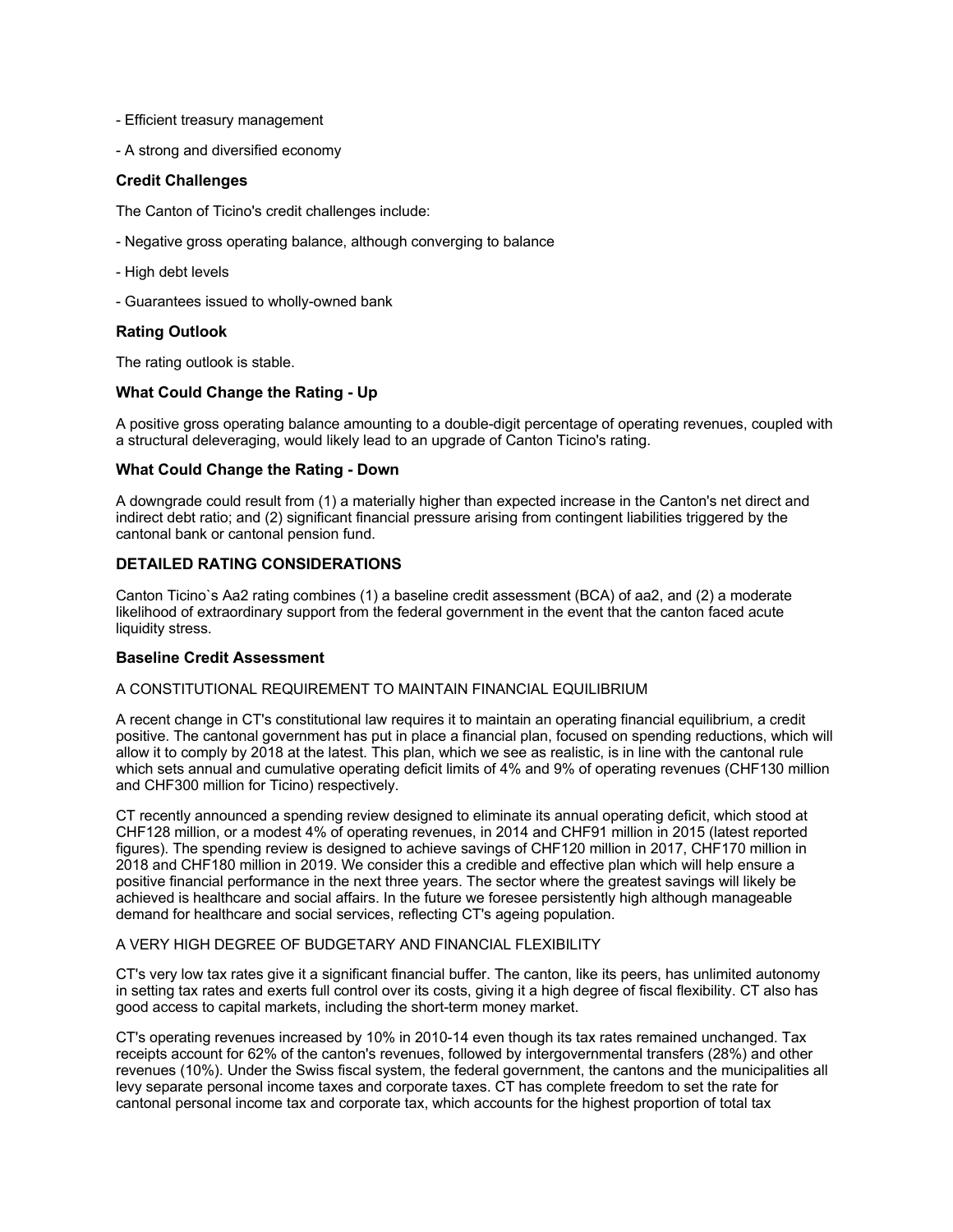- Efficient treasury management

- A strong and diversified economy

### Credit Challenges

The Canton of Ticino's credit challenges include:

- Negative gross operating balance, although converging to balance

- High debt levels

- Guarantees issued to wholly-owned bank

### Rating Outlook

The rating outlook is stable.

### What Could Change the Rating - Up

A positive gross operating balance amounting to a double-digit percentage of operating revenues, coupled with a structural deleveraging, would likely lead to an upgrade of Canton Ticino's rating.

### What Could Change the Rating - Down

A downgrade could result from (1) a materially higher than expected increase in the Canton's net direct and indirect debt ratio; and (2) significant financial pressure arising from contingent liabilities triggered by the cantonal bank or cantonal pension fund.

## DETAILED RATING CONSIDERATIONS

Canton Ticino`s Aa2 rating combines (1) a baseline credit assessment (BCA) of aa2, and (2) a moderate likelihood of extraordinary support from the federal government in the event that the canton faced acute liquidity stress.

### Baseline Credit Assessment

A CONSTITUTIONAL REQUIREMENT TO MAINTAIN FINANCIAL EQUILIBRIUM

A recent change in CT's constitutional law requires it to maintain an operating financial equilibrium, a credit positive. The cantonal government has put in place a financial plan, focused on spending reductions, which will allow it to comply by 2018 at the latest. This plan, which we see as realistic, is in line with the cantonal rule which sets annual and cumulative operating deficit limits of 4% and 9% of operating revenues (CHF130 million and CHF300 million for Ticino) respectively.

CT recently announced a spending review designed to eliminate its annual operating deficit, which stood at CHF128 million, or a modest 4% of operating revenues, in 2014 and CHF91 million in 2015 (latest reported figures). The spending review is designed to achieve savings of CHF120 million in 2017, CHF170 million in 2018 and CHF180 million in 2019. We consider this a credible and effective plan which will help ensure a positive financial performance in the next three years. The sector where the greatest savings will likely be achieved is healthcare and social affairs. In the future we foresee persistently high although manageable demand for healthcare and social services, reflecting CT's ageing population.

A VERY HIGH DEGREE OF BUDGETARY AND FINANCIAL FLEXIBILITY

CT's very low tax rates give it a significant financial buffer. The canton, like its peers, has unlimited autonomy in setting tax rates and exerts full control over its costs, giving it a high degree of fiscal flexibility. CT also has good access to capital markets, including the short-term money market.

CT's operating revenues increased by 10% in 2010-14 even though its tax rates remained unchanged. Tax receipts account for 62% of the canton's revenues, followed by intergovernmental transfers (28%) and other revenues (10%). Under the Swiss fiscal system, the federal government, the cantons and the municipalities all levy separate personal income taxes and corporate taxes. CT has complete freedom to set the rate for cantonal personal income tax and corporate tax, which accounts for the highest proportion of total tax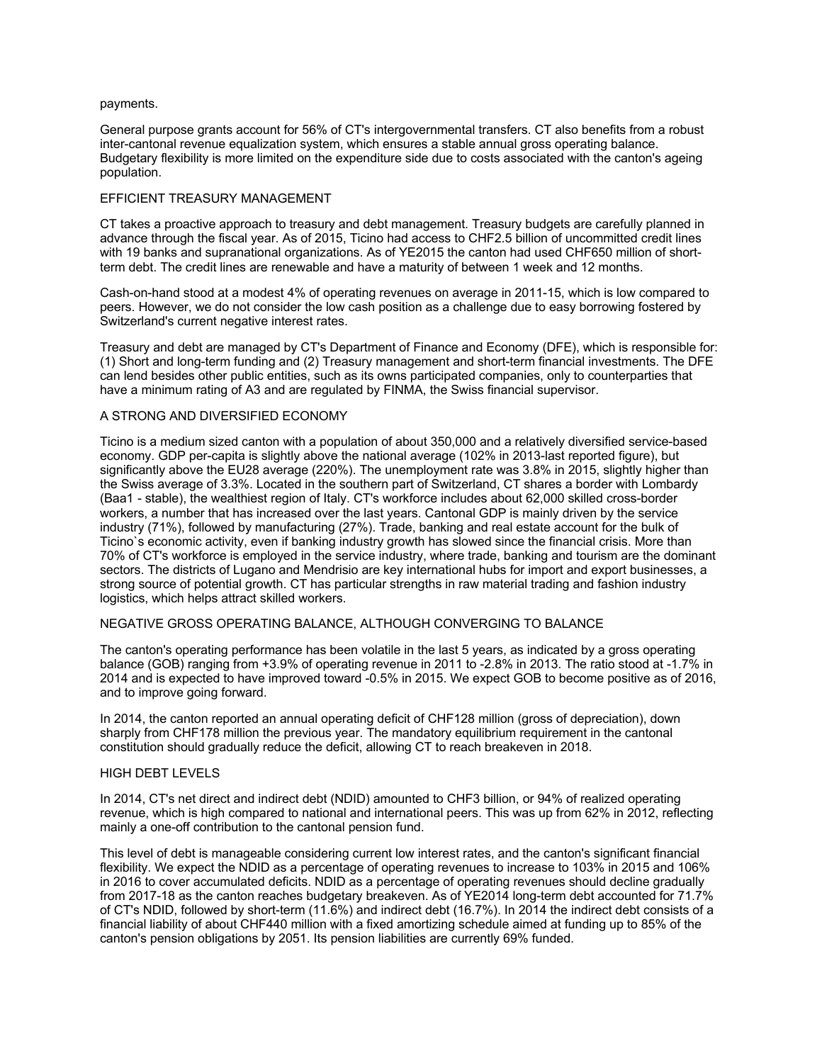payments.

General purpose grants account for 56% of CT's intergovernmental transfers. CT also benefits from a robust inter-cantonal revenue equalization system, which ensures a stable annual gross operating balance. Budgetary flexibility is more limited on the expenditure side due to costs associated with the canton's ageing population.

## EFFICIENT TREASURY MANAGEMENT

CT takes a proactive approach to treasury and debt management. Treasury budgets are carefully planned in advance through the fiscal year. As of 2015, Ticino had access to CHF2.5 billion of uncommitted credit lines with 19 banks and supranational organizations. As of YE2015 the canton had used CHF650 million of short-term debt. The credit lines are renewable and have a maturity of between 1 week and 12 months.

Cash-on-hand stood at a modest 4% of operating revenues on average in 2011-15, which is low compared to peers. However, we do not consider the low cash position as a challenge due to easy borrowing fostered by Switzerland's current negative interest rates.

Treasury and debt are managed by CT's Department of Finance and Economy (DFE), which is responsible for: (1) Short and long-term funding and (2) Treasury management and short-term financial investments. The DFE can lend besides other public entities, such as its owns participated companies, only to counterparties that have a minimum rating of A3 and are regulated by FINMA, the Swiss financial supervisor.

## A STRONG AND DIVERSIFIED ECONOMY

Ticino is a medium sized canton with a population of about 350,000 and a relatively diversified service-based economy. GDP per-capita is slightly above the national average (102% in 2013-last reported figure), but significantly above the EU28 average (220%). The unemployment rate was 3.8% in 2015, slightly higher than the Swiss average of 3.3%. Located in the southern part of Switzerland, CT shares a border with Lombardy (Baa1 - stable), the wealthiest region of Italy. CT's workforce includes about 62,000 skilled cross-border workers, a number that has increased over the last years. Cantonal GDP is mainly driven by the service industry (71%), followed by manufacturing (27%). Trade, banking and real estate account for the bulk of Ticino`s economic activity, even if banking industry growth has slowed since the financial crisis. More than 70% of CT's workforce is employed in the service industry, where trade, banking and tourism are the dominant sectors. The districts of Lugano and Mendrisio are key international hubs for import and export businesses, a strong source of potential growth. CT has particular strengths in raw material trading and fashion industry logistics, which helps attract skilled workers.

## NEGATIVE GROSS OPERATING BALANCE, ALTHOUGH CONVERGING TO BALANCE

The canton's operating performance has been volatile in the last 5 years, as indicated by a gross operating balance (GOB) ranging from +3.9% of operating revenue in 2011 to -2.8% in 2013. The ratio stood at -1.7% in 2014 and is expected to have improved toward -0.5% in 2015. We expect GOB to become positive as of 2016, and to improve going forward.

In 2014, the canton reported an annual operating deficit of CHF128 million (gross of depreciation), down sharply from CHF178 million the previous year. The mandatory equilibrium requirement in the cantonal constitution should gradually reduce the deficit, allowing CT to reach breakeven in 2018.

## HIGH DEBT LEVELS

In 2014, CT's net direct and indirect debt (NDID) amounted to CHF3 billion, or 94% of realized operating revenue, which is high compared to national and international peers. This was up from 62% in 2012, reflecting mainly a one-off contribution to the cantonal pension fund.

This level of debt is manageable considering current low interest rates, and the canton's significant financial flexibility. We expect the NDID as a percentage of operating revenues to increase to 103% in 2015 and 106% in 2016 to cover accumulated deficits. NDID as a percentage of operating revenues should decline gradually from 2017-18 as the canton reaches budgetary breakeven. As of YE2014 long-term debt accounted for 71.7% of CT's NDID, followed by short-term (11.6%) and indirect debt (16.7%). In 2014 the indirect debt consists of a financial liability of about CHF440 million with a fixed amortizing schedule aimed at funding up to 85% of the canton's pension obligations by 2051. Its pension liabilities are currently 69% funded.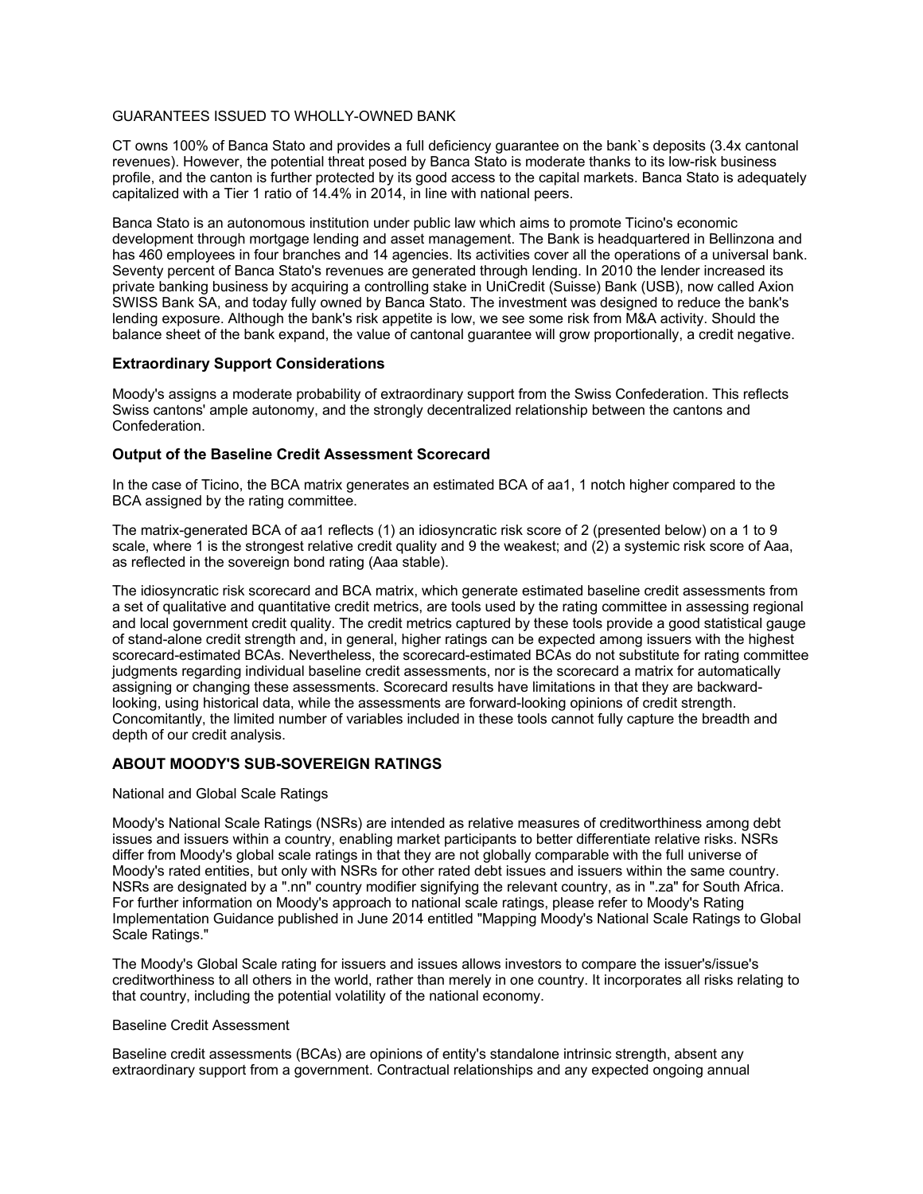GUARANTEES ISSUED TO WHOLLY-OWNED BANK

CT owns 100% of Banca Stato and provides a full deficiency guarantee on the bank`s deposits (3.4x cantonal revenues). However, the potential threat posed by Banca Stato is moderate thanks to its low-risk business profile, and the canton is further protected by its good access to the capital markets. Banca Stato is adequately capitalized with a Tier 1 ratio of 14.4% in 2014, in line with national peers.

Banca Stato is an autonomous institution under public law which aims to promote Ticino's economic development through mortgage lending and asset management. The Bank is headquartered in Bellinzona and has 460 employees in four branches and 14 agencies. Its activities cover all the operations of a universal bank. Seventy percent of Banca Stato's revenues are generated through lending. In 2010 the lender increased its private banking business by acquiring a controlling stake in UniCredit (Suisse) Bank (USB), now called Axion SWISS Bank SA, and today fully owned by Banca Stato. The investment was designed to reduce the bank's lending exposure. Although the bank's risk appetite is low, we see some risk from M&A activity. Should the balance sheet of the bank expand, the value of cantonal guarantee will grow proportionally, a credit negative.

### Extraordinary Support Considerations

Moody's assigns a moderate probability of extraordinary support from the Swiss Confederation. This reflects Swiss cantons' ample autonomy, and the strongly decentralized relationship between the cantons and Confederation.

### Output of the Baseline Credit Assessment Scorecard

In the case of Ticino, the BCA matrix generates an estimated BCA of aa1, 1 notch higher compared to the BCA assigned by the rating committee.

The matrix-generated BCA of aa1 reflects (1) an idiosyncratic risk score of 2 (presented below) on a 1 to 9 scale, where 1 is the strongest relative credit quality and 9 the weakest; and (2) a systemic risk score of Aaa, as reflected in the sovereign bond rating (Aaa stable).

The idiosyncratic risk scorecard and BCA matrix, which generate estimated baseline credit assessments from a set of qualitative and quantitative credit metrics, are tools used by the rating committee in assessing regional and local government credit quality. The credit metrics captured by these tools provide a good statistical gauge of stand-alone credit strength and, in general, higher ratings can be expected among issuers with the highest scorecard-estimated BCAs. Nevertheless, the scorecard-estimated BCAs do not substitute for rating committee judgments regarding individual baseline credit assessments, nor is the scorecard a matrix for automatically assigning or changing these assessments. Scorecard results have limitations in that they are backward-looking, using historical data, while the assessments are forward-looking opinions of credit strength. Concomitantly, the limited number of variables included in these tools cannot fully capture the breadth and depth of our credit analysis.

## ABOUT MOODY'S SUB-SOVEREIGN RATINGS

National and Global Scale Ratings

Moody's National Scale Ratings (NSRs) are intended as relative measures of creditworthiness among debt issues and issuers within a country, enabling market participants to better differentiate relative risks. NSRs differ from Moody's global scale ratings in that they are not globally comparable with the full universe of Moody's rated entities, but only with NSRs for other rated debt issues and issuers within the same country. NSRs are designated by a ".nn" country modifier signifying the relevant country, as in ".za" for South Africa. For further information on Moody's approach to national scale ratings, please refer to Moody's Rating Implementation Guidance published in June 2014 entitled "Mapping Moody's National Scale Ratings to Global Scale Ratings."

The Moody's Global Scale rating for issuers and issues allows investors to compare the issuer's/issue's creditworthiness to all others in the world, rather than merely in one country. It incorporates all risks relating to that country, including the potential volatility of the national economy.

Baseline Credit Assessment

Baseline credit assessments (BCAs) are opinions of entity's standalone intrinsic strength, absent any extraordinary support from a government. Contractual relationships and any expected ongoing annual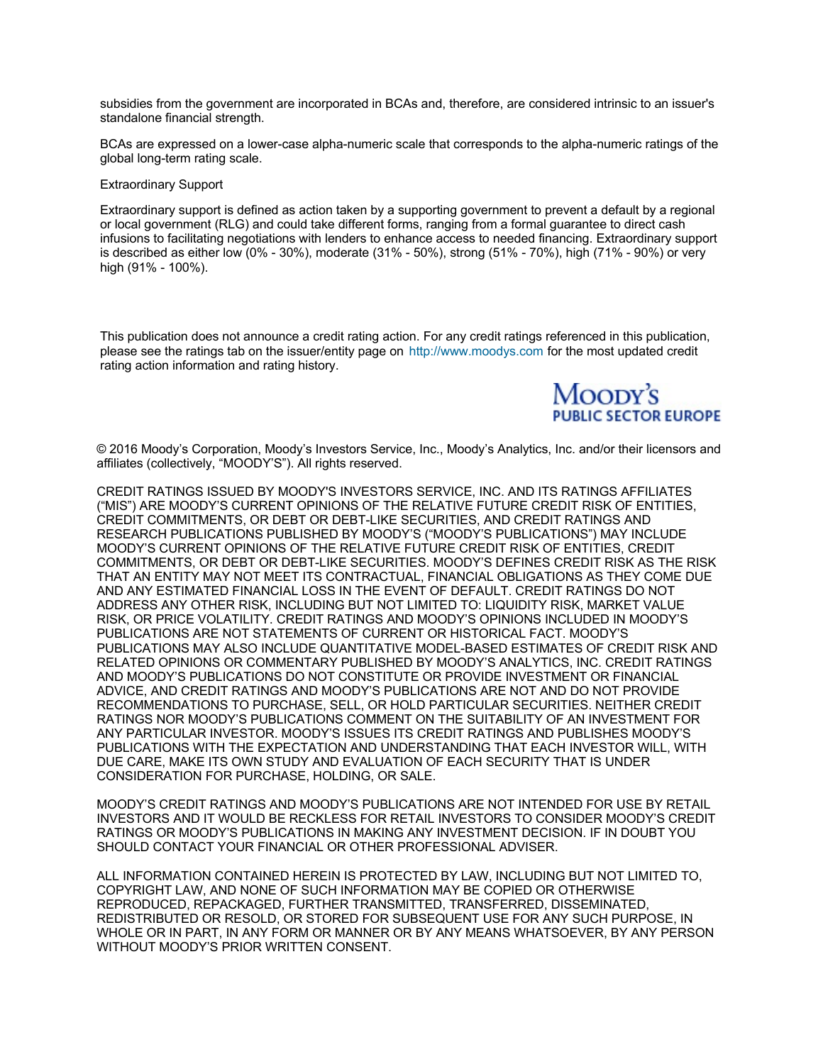subsidies from the government are incorporated in BCAs and, therefore, are considered intrinsic to an issuer's standalone financial strength.

BCAs are expressed on a lower-case alpha-numeric scale that corresponds to the alpha-numeric ratings of the global long-term rating scale.

Extraordinary Support

Extraordinary support is defined as action taken by a supporting government to prevent a default by a regional or local government (RLG) and could take different forms, ranging from a formal guarantee to direct cash infusions to facilitating negotiations with lenders to enhance access to needed financing. Extraordinary support is described as either low (0% - 30%), moderate (31% - 50%), strong (51% - 70%), high (71% - 90%) or very high (91% - 100%).

This publication does not announce a credit rating action. For any credit ratings referenced in this publication, please see the ratings tab on the issuer/entity page on http://www.moodys.com for the most updated credit rating action information and rating history.

MOODY'S PUBLIC SECTOR EUROPE

© 2016 Moody's Corporation, Moody's Investors Service, Inc., Moody's Analytics, Inc. and/or their licensors and affiliates (collectively, "MOODY'S"). All rights reserved.

CREDIT RATINGS ISSUED BY MOODY'S INVESTORS SERVICE, INC. AND ITS RATINGS AFFILIATES ("MIS") ARE MOODY'S CURRENT OPINIONS OF THE RELATIVE FUTURE CREDIT RISK OF ENTITIES, CREDIT COMMITMENTS, OR DEBT OR DEBT-LIKE SECURITIES, AND CREDIT RATINGS AND RESEARCH PUBLICATIONS PUBLISHED BY MOODY'S ("MOODY'S PUBLICATIONS") MAY INCLUDE MOODY'S CURRENT OPINIONS OF THE RELATIVE FUTURE CREDIT RISK OF ENTITIES, CREDIT COMMITMENTS, OR DEBT OR DEBT-LIKE SECURITIES. MOODY'S DEFINES CREDIT RISK AS THE RISK THAT AN ENTITY MAY NOT MEET ITS CONTRACTUAL, FINANCIAL OBLIGATIONS AS THEY COME DUE AND ANY ESTIMATED FINANCIAL LOSS IN THE EVENT OF DEFAULT. CREDIT RATINGS DO NOT ADDRESS ANY OTHER RISK, INCLUDING BUT NOT LIMITED TO: LIQUIDITY RISK, MARKET VALUE RISK, OR PRICE VOLATILITY. CREDIT RATINGS AND MOODY'S OPINIONS INCLUDED IN MOODY'S PUBLICATIONS ARE NOT STATEMENTS OF CURRENT OR HISTORICAL FACT. MOODY'S PUBLICATIONS MAY ALSO INCLUDE QUANTITATIVE MODEL-BASED ESTIMATES OF CREDIT RISK AND RELATED OPINIONS OR COMMENTARY PUBLISHED BY MOODY'S ANALYTICS, INC. CREDIT RATINGS AND MOODY'S PUBLICATIONS DO NOT CONSTITUTE OR PROVIDE INVESTMENT OR FINANCIAL ADVICE, AND CREDIT RATINGS AND MOODY'S PUBLICATIONS ARE NOT AND DO NOT PROVIDE RECOMMENDATIONS TO PURCHASE, SELL, OR HOLD PARTICULAR SECURITIES. NEITHER CREDIT RATINGS NOR MOODY'S PUBLICATIONS COMMENT ON THE SUITABILITY OF AN INVESTMENT FOR ANY PARTICULAR INVESTOR. MOODY'S ISSUES ITS CREDIT RATINGS AND PUBLISHES MOODY'S PUBLICATIONS WITH THE EXPECTATION AND UNDERSTANDING THAT EACH INVESTOR WILL, WITH DUE CARE, MAKE ITS OWN STUDY AND EVALUATION OF EACH SECURITY THAT IS UNDER CONSIDERATION FOR PURCHASE, HOLDING, OR SALE.

MOODY'S CREDIT RATINGS AND MOODY'S PUBLICATIONS ARE NOT INTENDED FOR USE BY RETAIL INVESTORS AND IT WOULD BE RECKLESS FOR RETAIL INVESTORS TO CONSIDER MOODY'S CREDIT RATINGS OR MOODY'S PUBLICATIONS IN MAKING ANY INVESTMENT DECISION. IF IN DOUBT YOU SHOULD CONTACT YOUR FINANCIAL OR OTHER PROFESSIONAL ADVISER.

ALL INFORMATION CONTAINED HEREIN IS PROTECTED BY LAW, INCLUDING BUT NOT LIMITED TO, COPYRIGHT LAW, AND NONE OF SUCH INFORMATION MAY BE COPIED OR OTHERWISE REPRODUCED, REPACKAGED, FURTHER TRANSMITTED, TRANSFERRED, DISSEMINATED, REDISTRIBUTED OR RESOLD, OR STORED FOR SUBSEQUENT USE FOR ANY SUCH PURPOSE, IN WHOLE OR IN PART, IN ANY FORM OR MANNER OR BY ANY MEANS WHATSOEVER, BY ANY PERSON WITHOUT MOODY'S PRIOR WRITTEN CONSENT.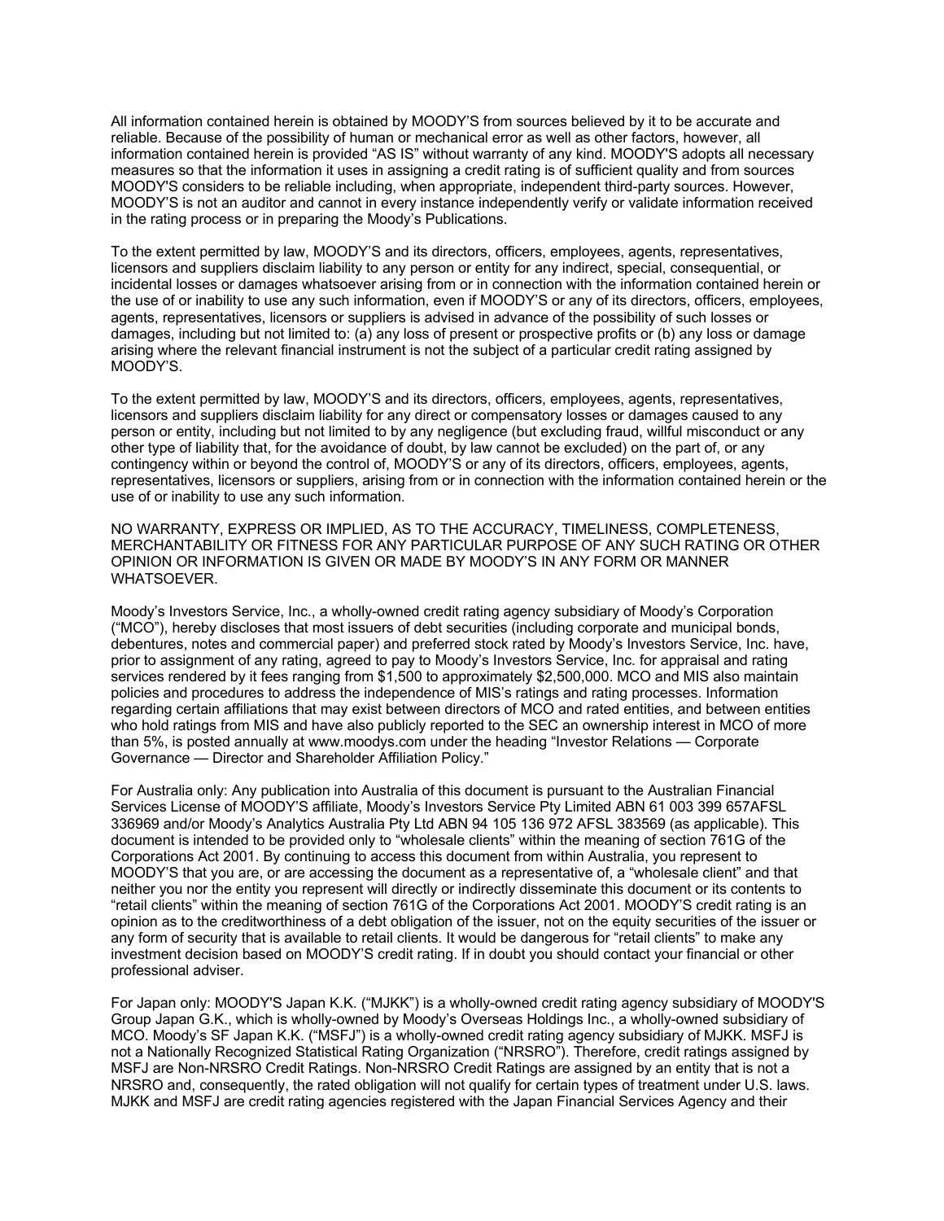All information contained herein is obtained by MOODY'S from sources believed by it to be accurate and reliable. Because of the possibility of human or mechanical error as well as other factors, however, all information contained herein is provided "AS IS" without warranty of any kind. MOODY'S adopts all necessary measures so that the information it uses in assigning a credit rating is of sufficient quality and from sources MOODY'S considers to be reliable including, when appropriate, independent third-party sources. However, MOODY'S is not an auditor and cannot in every instance independently verify or validate information received in the rating process or in preparing the Moody's Publications.

To the extent permitted by law, MOODY'S and its directors, officers, employees, agents, representatives, licensors and suppliers disclaim liability to any person or entity for any indirect, special, consequential, or incidental losses or damages whatsoever arising from or in connection with the information contained herein or the use of or inability to use any such information, even if MOODY'S or any of its directors, officers, employees, agents, representatives, licensors or suppliers is advised in advance of the possibility of such losses or damages, including but not limited to: (a) any loss of present or prospective profits or (b) any loss or damage arising where the relevant financial instrument is not the subject of a particular credit rating assigned by MOODY'S.

To the extent permitted by law, MOODY'S and its directors, officers, employees, agents, representatives, licensors and suppliers disclaim liability for any direct or compensatory losses or damages caused to any person or entity, including but not limited to by any negligence (but excluding fraud, willful misconduct or any other type of liability that, for the avoidance of doubt, by law cannot be excluded) on the part of, or any contingency within or beyond the control of, MOODY'S or any of its directors, officers, employees, agents, representatives, licensors or suppliers, arising from or in connection with the information contained herein or the use of or inability to use any such information.

NO WARRANTY, EXPRESS OR IMPLIED, AS TO THE ACCURACY, TIMELINESS, COMPLETENESS, MERCHANTABILITY OR FITNESS FOR ANY PARTICULAR PURPOSE OF ANY SUCH RATING OR OTHER OPINION OR INFORMATION IS GIVEN OR MADE BY MOODY'S IN ANY FORM OR MANNER WHATSOEVER.

Moody's Investors Service, Inc., a wholly-owned credit rating agency subsidiary of Moody's Corporation ("MCO"), hereby discloses that most issuers of debt securities (including corporate and municipal bonds, debentures, notes and commercial paper) and preferred stock rated by Moody's Investors Service, Inc. have, prior to assignment of any rating, agreed to pay to Moody's Investors Service, Inc. for appraisal and rating services rendered by it fees ranging from $1,500 to approximately $2,500,000. MCO and MIS also maintain policies and procedures to address the independence of MIS's ratings and rating processes. Information regarding certain affiliations that may exist between directors of MCO and rated entities, and between entities who hold ratings from MIS and have also publicly reported to the SEC an ownership interest in MCO of more than 5%, is posted annually at www.moodys.com under the heading "Investor Relations — Corporate Governance — Director and Shareholder Affiliation Policy."

For Australia only: Any publication into Australia of this document is pursuant to the Australian Financial Services License of MOODY'S affiliate, Moody's Investors Service Pty Limited ABN 61 003 399 657AFSL 336969 and/or Moody's Analytics Australia Pty Ltd ABN 94 105 136 972 AFSL 383569 (as applicable). This document is intended to be provided only to "wholesale clients" within the meaning of section 761G of the Corporations Act 2001. By continuing to access this document from within Australia, you represent to MOODY'S that you are, or are accessing the document as a representative of, a "wholesale client" and that neither you nor the entity you represent will directly or indirectly disseminate this document or its contents to "retail clients" within the meaning of section 761G of the Corporations Act 2001. MOODY'S credit rating is an opinion as to the creditworthiness of a debt obligation of the issuer, not on the equity securities of the issuer or any form of security that is available to retail clients. It would be dangerous for "retail clients" to make any investment decision based on MOODY'S credit rating. If in doubt you should contact your financial or other professional adviser.

For Japan only: MOODY'S Japan K.K. ("MJKK") is a wholly-owned credit rating agency subsidiary of MOODY'S Group Japan G.K., which is wholly-owned by Moody's Overseas Holdings Inc., a wholly-owned subsidiary of MCO. Moody's SF Japan K.K. ("MSFJ") is a wholly-owned credit rating agency subsidiary of MJKK. MSFJ is not a Nationally Recognized Statistical Rating Organization ("NRSRO"). Therefore, credit ratings assigned by MSFJ are Non-NRSRO Credit Ratings. Non-NRSRO Credit Ratings are assigned by an entity that is not a NRSRO and, consequently, the rated obligation will not qualify for certain types of treatment under U.S. laws. MJKK and MSFJ are credit rating agencies registered with the Japan Financial Services Agency and their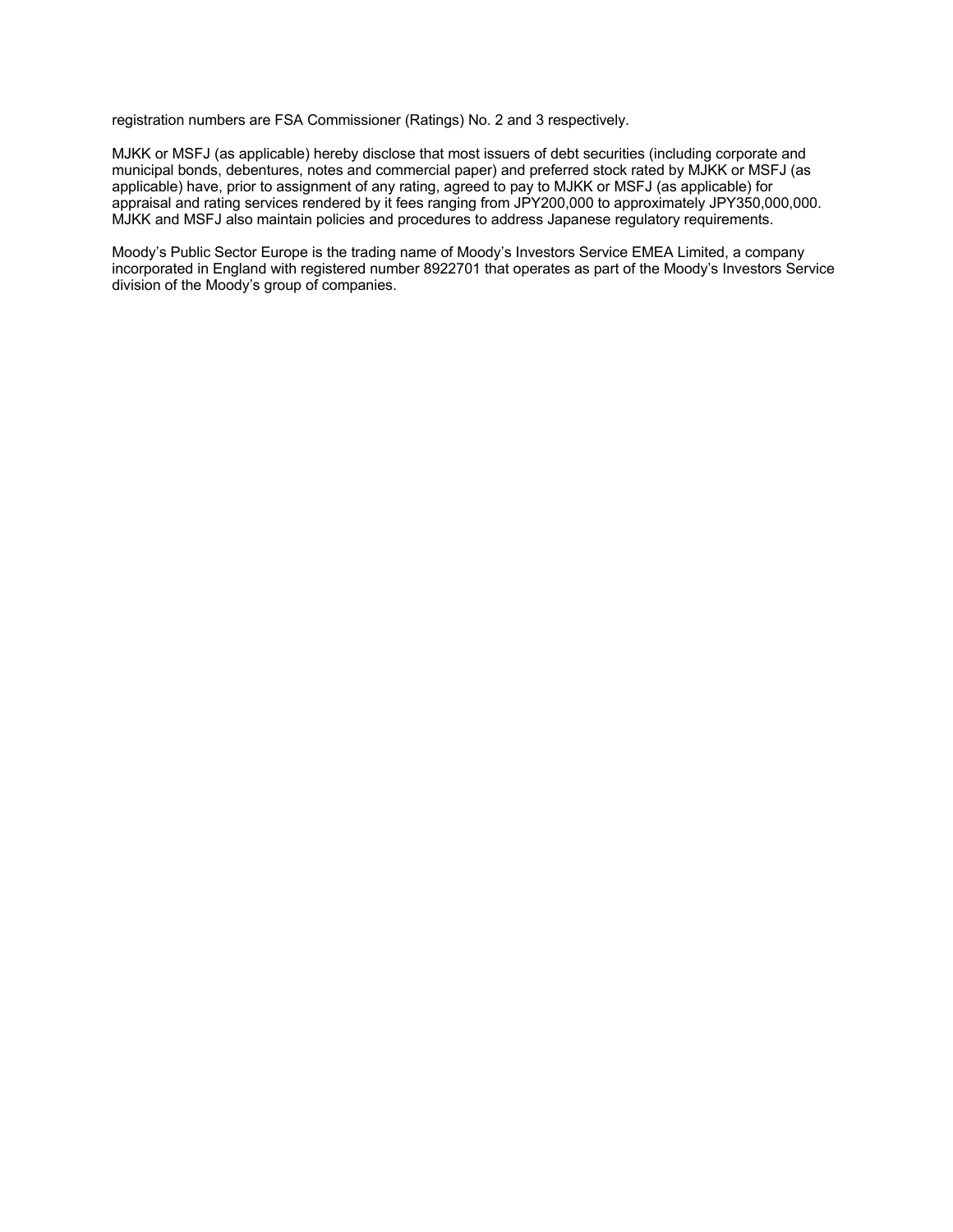registration numbers are FSA Commissioner (Ratings) No. 2 and 3 respectively.

MJKK or MSFJ (as applicable) hereby disclose that most issuers of debt securities (including corporate and municipal bonds, debentures, notes and commercial paper) and preferred stock rated by MJKK or MSFJ (as applicable) have, prior to assignment of any rating, agreed to pay to MJKK or MSFJ (as applicable) for appraisal and rating services rendered by it fees ranging from JPY200,000 to approximately JPY350,000,000. MJKK and MSFJ also maintain policies and procedures to address Japanese regulatory requirements.

Moody's Public Sector Europe is the trading name of Moody's Investors Service EMEA Limited, a company incorporated in England with registered number 8922701 that operates as part of the Moody's Investors Service division of the Moody's group of companies.